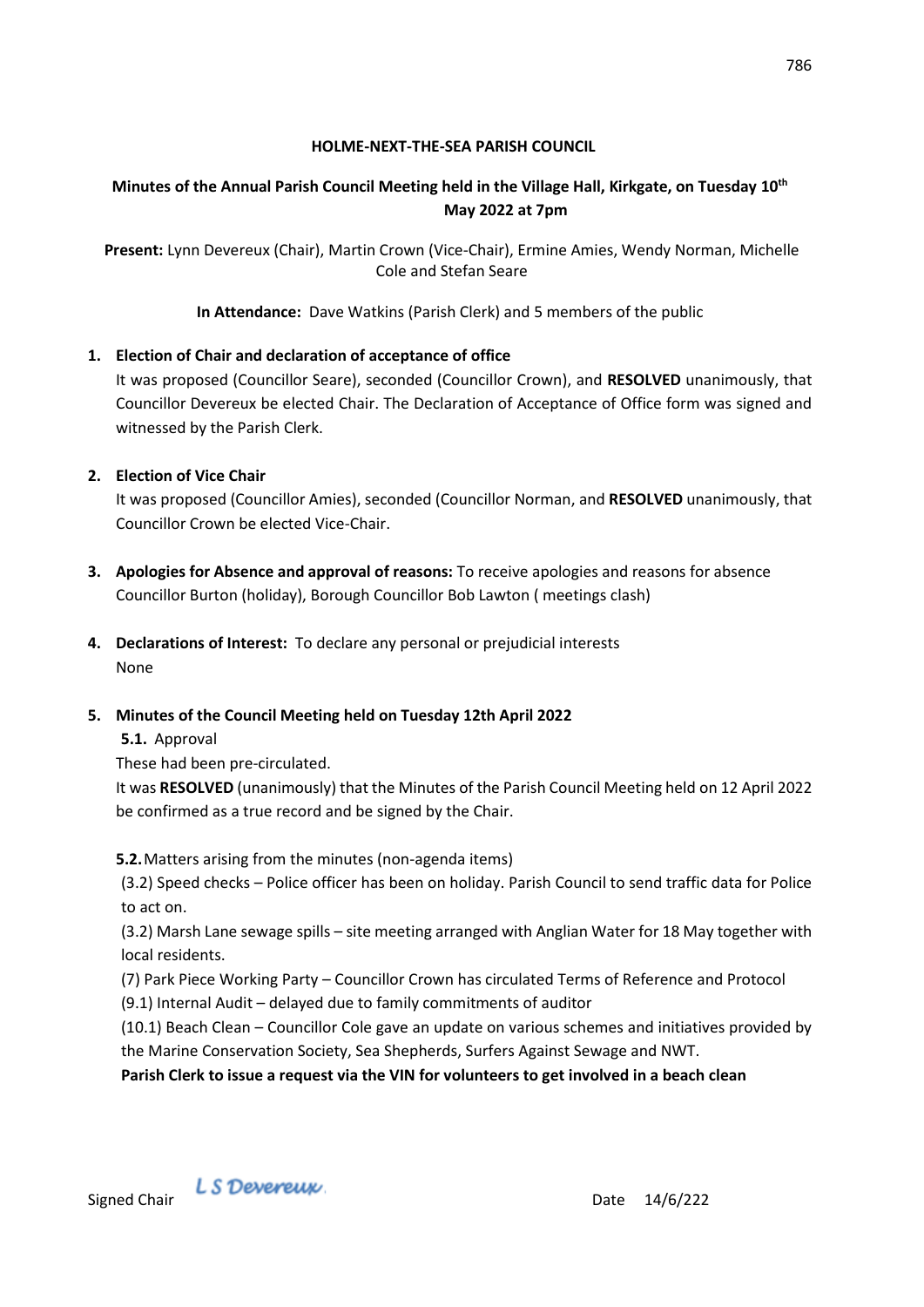**HOLME-NEXT-THE-SEA PARISH COUNCIL**

**Minutes of the Annual Parish Council Meeting held in the Village Hall, Kirkgate, on Tuesday 10th May 2022 at 7pm**

**Present:** Lynn Devereux (Chair), Martin Crown (Vice-Chair), Ermine Amies, Wendy Norman, Michelle Cole and Stefan Seare

**In Attendance:** Dave Watkins (Parish Clerk) and 5 members of the public

1. **Election of Chair and declaration of acceptance of office**
   It was proposed (Councillor Seare), seconded (Councillor Crown), and **RESOLVED** unanimously, that Councillor Devereux be elected Chair. The Declaration of Acceptance of Office form was signed and witnessed by the Parish Clerk.

2. **Election of Vice Chair**
   It was proposed (Councillor Amies), seconded (Councillor Norman, and **RESOLVED** unanimously, that Councillor Crown be elected Vice-Chair.

3. **Apologies for Absence and approval of reasons:** To receive apologies and reasons for absence
   Councillor Burton (holiday), Borough Councillor Bob Lawton ( meetings clash)

4. **Declarations of Interest:** To declare any personal or prejudicial interests
   None

5. **Minutes of the Council Meeting held on Tuesday 12th April 2022**

   **5.1.** Approval

   These had been pre-circulated.

   It was **RESOLVED** (unanimously) that the Minutes of the Parish Council Meeting held on 12 April 2022 be confirmed as a true record and be signed by the Chair.

   **5.2.** Matters arising from the minutes (non-agenda items)

   (3.2) Speed checks – Police officer has been on holiday. Parish Council to send traffic data for Police to act on.

   (3.2) Marsh Lane sewage spills – site meeting arranged with Anglian Water for 18 May together with local residents.

   (7) Park Piece Working Party – Councillor Crown has circulated Terms of Reference and Protocol

   (9.1) Internal Audit – delayed due to family commitments of auditor

   (10.1) Beach Clean – Councillor Cole gave an update on various schemes and initiatives provided by the Marine Conservation Society, Sea Shepherds, Surfers Against Sewage and NWT.

   **Parish Clerk to issue a request via the VIN for volunteers to get involved in a beach clean**

Signed Chair *L S Devereux* Date 14/6/222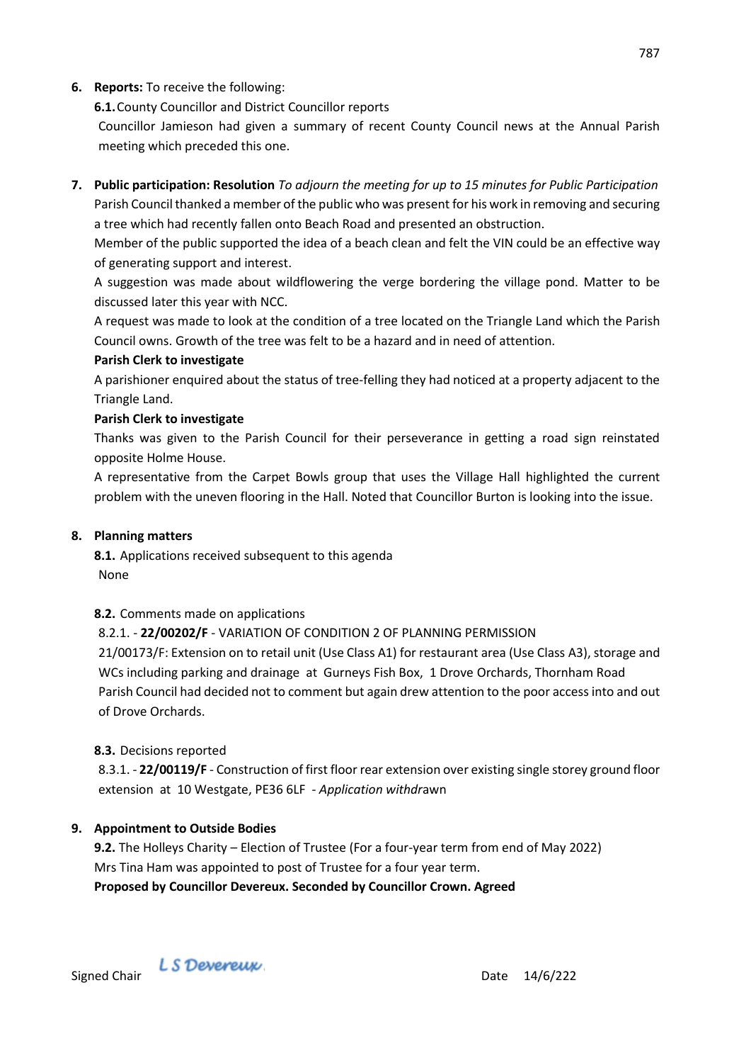6. **Reports:** To receive the following:

   **6.1.** County Councillor and District Councillor reports

   Councillor Jamieson had given a summary of recent County Council news at the Annual Parish meeting which preceded this one.

7. **Public participation: Resolution** *To adjourn the meeting for up to 15 minutes for Public Participation*

   Parish Council thanked a member of the public who was present for his work in removing and securing a tree which had recently fallen onto Beach Road and presented an obstruction.

   Member of the public supported the idea of a beach clean and felt the VIN could be an effective way of generating support and interest.

   A suggestion was made about wildflowering the verge bordering the village pond. Matter to be discussed later this year with NCC.

   A request was made to look at the condition of a tree located on the Triangle Land which the Parish Council owns. Growth of the tree was felt to be a hazard and in need of attention.

   **Parish Clerk to investigate**

   A parishioner enquired about the status of tree-felling they had noticed at a property adjacent to the Triangle Land.

   **Parish Clerk to investigate**

   Thanks was given to the Parish Council for their perseverance in getting a road sign reinstated opposite Holme House.

   A representative from the Carpet Bowls group that uses the Village Hall highlighted the current problem with the uneven flooring in the Hall. Noted that Councillor Burton is looking into the issue.

8. **Planning matters**

   **8.1.** Applications received subsequent to this agenda

   None

   **8.2.** Comments made on applications

   8.2.1. - **22/00202/F** - VARIATION OF CONDITION 2 OF PLANNING PERMISSION 21/00173/F: Extension on to retail unit (Use Class A1) for restaurant area (Use Class A3), storage and WCs including parking and drainage at Gurneys Fish Box, 1 Drove Orchards, Thornham Road

   Parish Council had decided not to comment but again drew attention to the poor access into and out of Drove Orchards.

   **8.3.** Decisions reported

   8.3.1. - **22/00119/F** - Construction of first floor rear extension over existing single storey ground floor extension at 10 Westgate, PE36 6LF - *Application withdrawn*

9. **Appointment to Outside Bodies**

   **9.2.** The Holleys Charity – Election of Trustee (For a four-year term from end of May 2022)

   Mrs Tina Ham was appointed to post of Trustee for a four year term.

   **Proposed by Councillor Devereux. Seconded by Councillor Crown. Agreed**

Signed Chair *L S Devereux* Date 14/6/222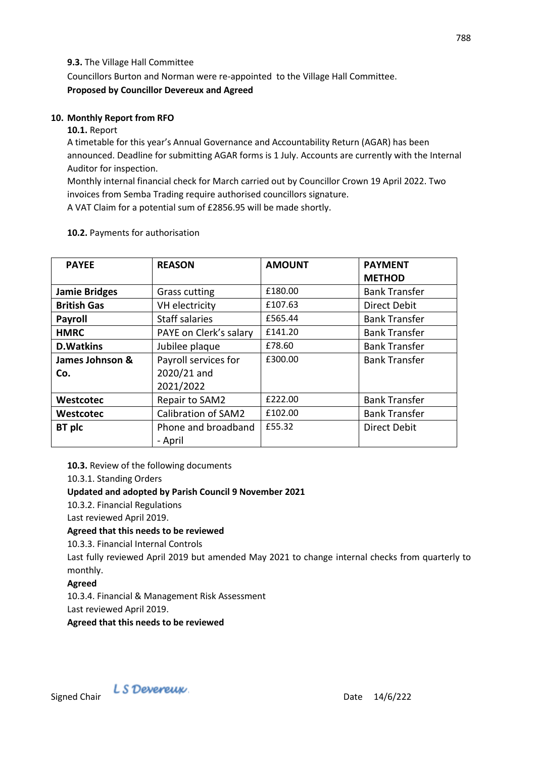**9.3.** The Village Hall Committee

Councillors Burton and Norman were re-appointed to the Village Hall Committee.

**Proposed by Councillor Devereux and Agreed**

## 10. Monthly Report from RFO

**10.1.** Report

A timetable for this year's Annual Governance and Accountability Return (AGAR) has been announced. Deadline for submitting AGAR forms is 1 July. Accounts are currently with the Internal Auditor for inspection.

Monthly internal financial check for March carried out by Councillor Crown 19 April 2022. Two invoices from Semba Trading require authorised councillors signature.

A VAT Claim for a potential sum of £2856.95 will be made shortly.

**10.2.** Payments for authorisation

| PAYEE | REASON | AMOUNT | PAYMENT METHOD |
|---|---|---|---|
| **Jamie Bridges** | Grass cutting | £180.00 | Bank Transfer |
| **British Gas** | VH electricity | £107.63 | Direct Debit |
| **Payroll** | Staff salaries | £565.44 | Bank Transfer |
| **HMRC** | PAYE on Clerk's salary | £141.20 | Bank Transfer |
| **D.Watkins** | Jubilee plaque | £78.60 | Bank Transfer |
| **James Johnson & Co.** | Payroll services for 2020/21 and 2021/2022 | £300.00 | Bank Transfer |
| **Westcotec** | Repair to SAM2 | £222.00 | Bank Transfer |
| **Westcotec** | Calibration of SAM2 | £102.00 | Bank Transfer |
| **BT plc** | Phone and broadband - April | £55.32 | Direct Debit |

**10.3.** Review of the following documents

10.3.1. Standing Orders

**Updated and adopted by Parish Council 9 November 2021**

10.3.2. Financial Regulations

Last reviewed April 2019.

**Agreed that this needs to be reviewed**

10.3.3. Financial Internal Controls

Last fully reviewed April 2019 but amended May 2021 to change internal checks from quarterly to monthly.

**Agreed**

10.3.4. Financial & Management Risk Assessment

Last reviewed April 2019.

**Agreed that this needs to be reviewed**

Signed Chair *L S Devereux* Date 14/6/222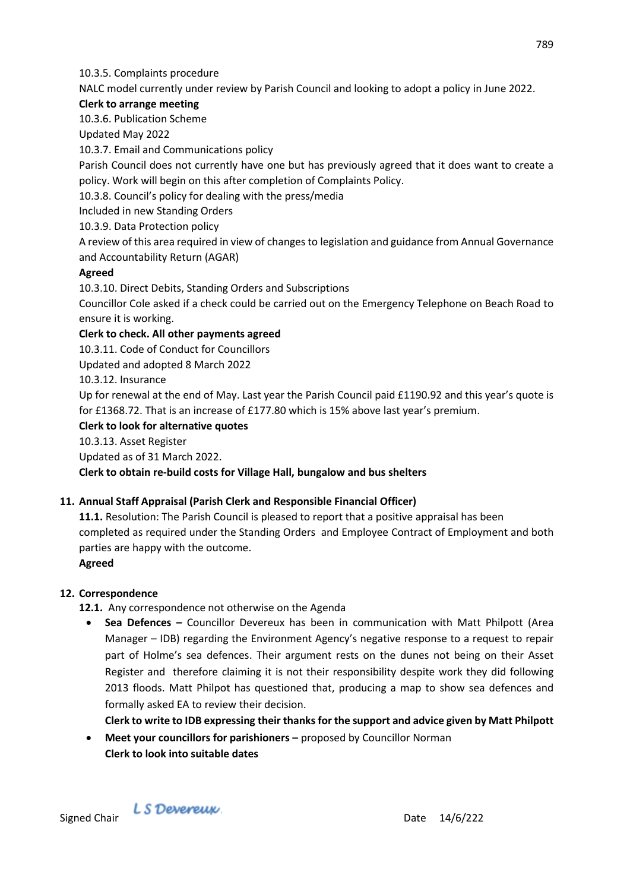10.3.5. Complaints procedure

NALC model currently under review by Parish Council and looking to adopt a policy in June 2022.

**Clerk to arrange meeting**

10.3.6. Publication Scheme

Updated May 2022

10.3.7. Email and Communications policy

Parish Council does not currently have one but has previously agreed that it does want to create a policy. Work will begin on this after completion of Complaints Policy.

10.3.8. Council's policy for dealing with the press/media

Included in new Standing Orders

10.3.9. Data Protection policy

A review of this area required in view of changes to legislation and guidance from Annual Governance and Accountability Return (AGAR)

**Agreed**

10.3.10. Direct Debits, Standing Orders and Subscriptions

Councillor Cole asked if a check could be carried out on the Emergency Telephone on Beach Road to ensure it is working.

**Clerk to check. All other payments agreed**

10.3.11. Code of Conduct for Councillors

Updated and adopted 8 March 2022

10.3.12. Insurance

Up for renewal at the end of May. Last year the Parish Council paid £1190.92 and this year's quote is for £1368.72. That is an increase of £177.80 which is 15% above last year's premium.

**Clerk to look for alternative quotes**

10.3.13. Asset Register

Updated as of 31 March 2022.

**Clerk to obtain re-build costs for Village Hall, bungalow and bus shelters**

## 11. Annual Staff Appraisal (Parish Clerk and Responsible Financial Officer)

**11.1.** Resolution: The Parish Council is pleased to report that a positive appraisal has been completed as required under the Standing Orders and Employee Contract of Employment and both parties are happy with the outcome.

**Agreed**

## 12. Correspondence

**12.1.** Any correspondence not otherwise on the Agenda

- **Sea Defences –** Councillor Devereux has been in communication with Matt Philpott (Area Manager – IDB) regarding the Environment Agency's negative response to a request to repair part of Holme's sea defences. Their argument rests on the dunes not being on their Asset Register and therefore claiming it is not their responsibility despite work they did following 2013 floods. Matt Philpot has questioned that, producing a map to show sea defences and formally asked EA to review their decision.

  **Clerk to write to IDB expressing their thanks for the support and advice given by Matt Philpott**

- **Meet your councillors for parishioners –** proposed by Councillor Norman

  **Clerk to look into suitable dates**

Signed Chair *L S Devereux* Date 14/6/222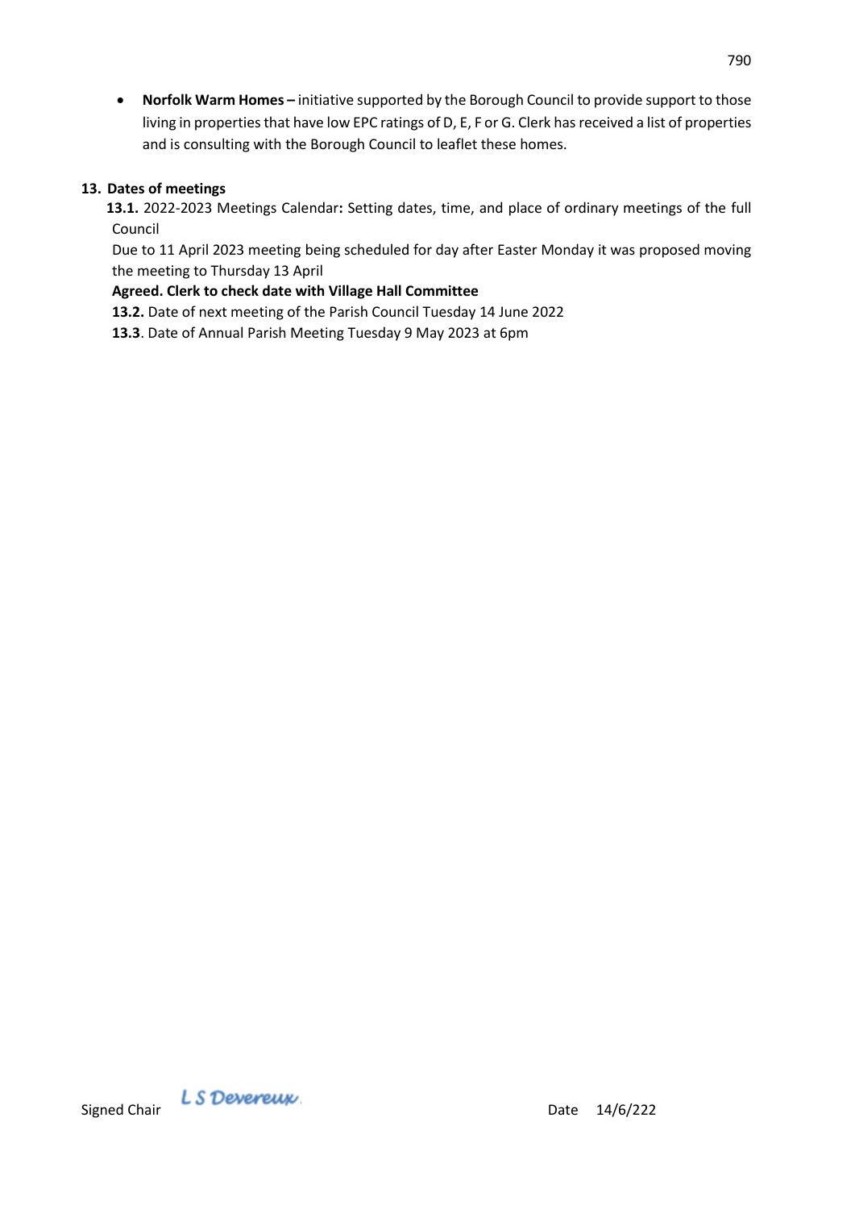- **Norfolk Warm Homes –** initiative supported by the Borough Council to provide support to those living in properties that have low EPC ratings of D, E, F or G. Clerk has received a list of properties and is consulting with the Borough Council to leaflet these homes.

**13. Dates of meetings**

**13.1.** 2022-2023 Meetings Calendar**:** Setting dates, time, and place of ordinary meetings of the full Council

Due to 11 April 2023 meeting being scheduled for day after Easter Monday it was proposed moving the meeting to Thursday 13 April

**Agreed. Clerk to check date with Village Hall Committee**

**13.2.** Date of next meeting of the Parish Council Tuesday 14 June 2022

**13.3**. Date of Annual Parish Meeting Tuesday 9 May 2023 at 6pm

Signed Chair L S Devereux

Date 14/6/222